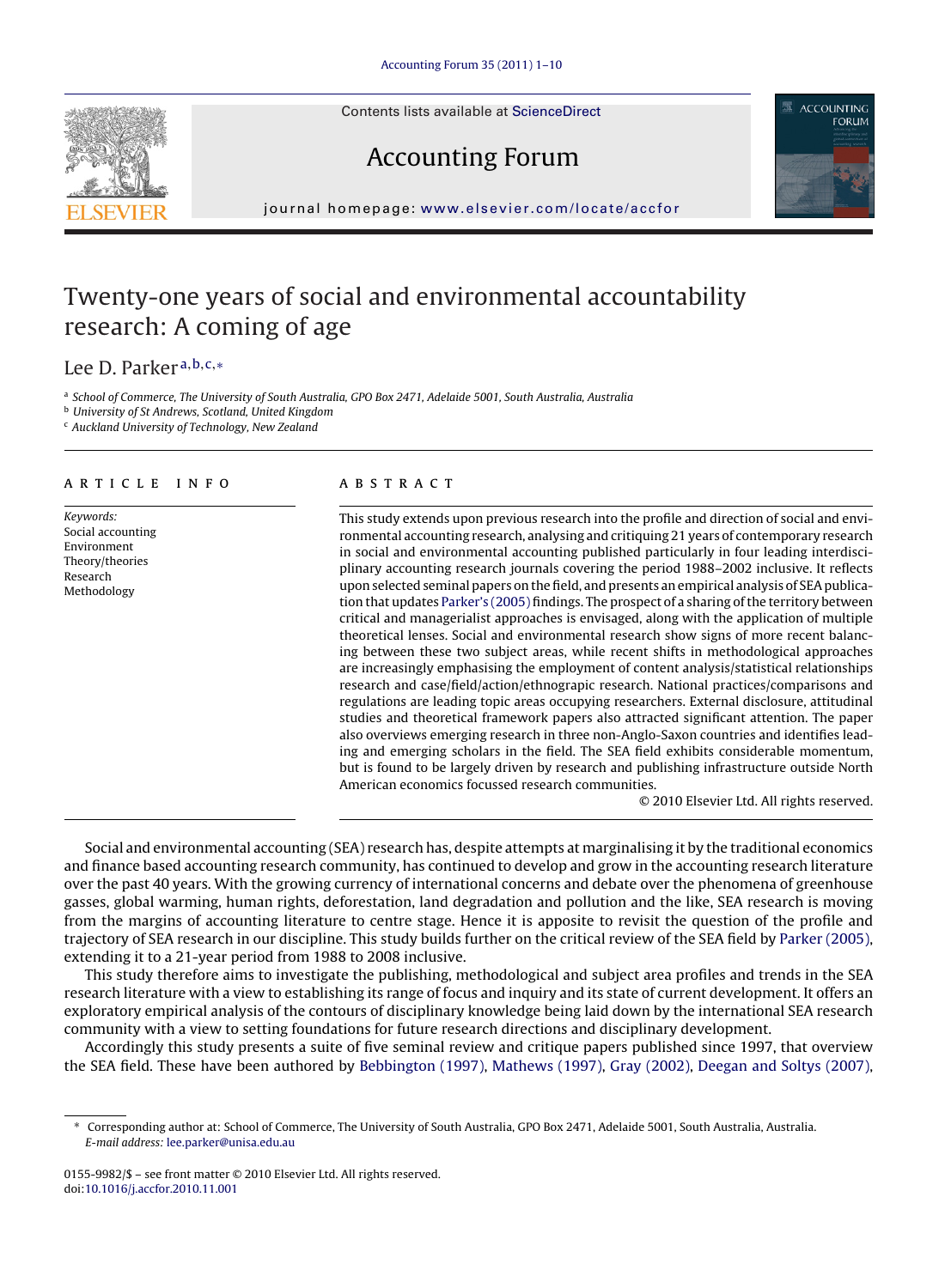# Twenty-one years of social and environmental accountability research: A coming of age

Lee D. Parker[a,b,c,*]

[a] School of Commerce, The University of South Australia, GPO Box 2471, Adelaide 5001, South Australia, Australia
[b] University of St Andrews, Scotland, United Kingdom
[c] Auckland University of Technology, New Zealand

## ARTICLE INFO

*Keywords:*
Social accounting
Environment
Theory/theories
Research
Methodology

## ABSTRACT

This study extends upon previous research into the profile and direction of social and environmental accounting research, analysing and critiquing 21 years of contemporary research in social and environmental accounting published particularly in four leading interdisciplinary accounting research journals covering the period 1988–2002 inclusive. It reflects upon selected seminal papers on the field, and presents an empirical analysis of SEA publication that updates Parker's (2005) findings. The prospect of a sharing of the territory between critical and managerialist approaches is envisaged, along with the application of multiple theoretical lenses. Social and environmental research show signs of more recent balancing between these two subject areas, while recent shifts in methodological approaches are increasingly emphasising the employment of content analysis/statistical relationships research and case/field/action/ethnograpic research. National practices/comparisons and regulations are leading topic areas occupying researchers. External disclosure, attitudinal studies and theoretical framework papers also attracted significant attention. The paper also overviews emerging research in three non-Anglo-Saxon countries and identifies leading and emerging scholars in the field. The SEA field exhibits considerable momentum, but is found to be largely driven by research and publishing infrastructure outside North American economics focussed research communities.

© 2010 Elsevier Ltd. All rights reserved.

Social and environmental accounting (SEA) research has, despite attempts at marginalising it by the traditional economics and finance based accounting research community, has continued to develop and grow in the accounting research literature over the past 40 years. With the growing currency of international concerns and debate over the phenomena of greenhouse gasses, global warming, human rights, deforestation, land degradation and pollution and the like, SEA research is moving from the margins of accounting literature to centre stage. Hence it is apposite to revisit the question of the profile and trajectory of SEA research in our discipline. This study builds further on the critical review of the SEA field by Parker (2005), extending it to a 21-year period from 1988 to 2008 inclusive.

This study therefore aims to investigate the publishing, methodological and subject area profiles and trends in the SEA research literature with a view to establishing its range of focus and inquiry and its state of current development. It offers an exploratory empirical analysis of the contours of disciplinary knowledge being laid down by the international SEA research community with a view to setting foundations for future research directions and disciplinary development.

Accordingly this study presents a suite of five seminal review and critique papers published since 1997, that overview the SEA field. These have been authored by Bebbington (1997), Mathews (1997), Gray (2002), Deegan and Soltys (2007),

---

* Corresponding author at: School of Commerce, The University of South Australia, GPO Box 2471, Adelaide 5001, South Australia, Australia.
*E-mail address:* lee.parker@unisa.edu.au

0155-9982/$ – see front matter © 2010 Elsevier Ltd. All rights reserved.
doi:10.1016/j.accfor.2010.11.001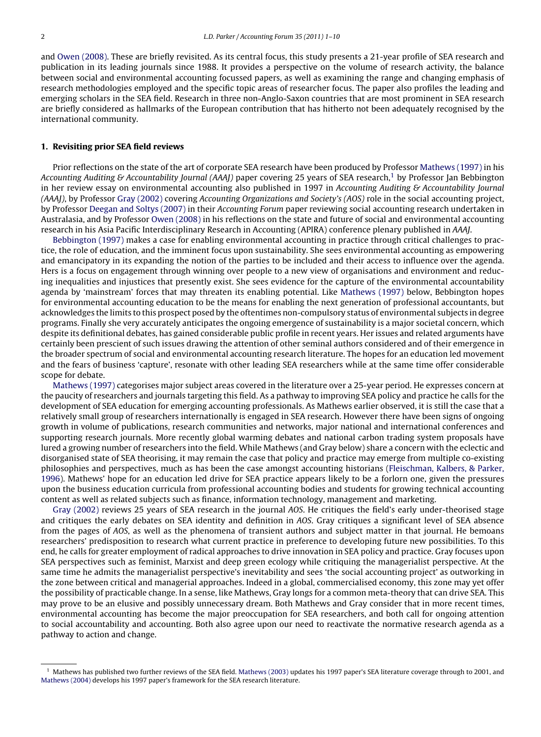and Owen (2008). These are briefly revisited. As its central focus, this study presents a 21-year profile of SEA research and publication in its leading journals since 1988. It provides a perspective on the volume of research activity, the balance between social and environmental accounting focussed papers, as well as examining the range and changing emphasis of research methodologies employed and the specific topic areas of researcher focus. The paper also profiles the leading and emerging scholars in the SEA field. Research in three non-Anglo-Saxon countries that are most prominent in SEA research are briefly considered as hallmarks of the European contribution that has hitherto not been adequately recognised by the international community.

## 1. Revisiting prior SEA field reviews

Prior reflections on the state of the art of corporate SEA research have been produced by Professor Mathews (1997) in his *Accounting Auditing & Accountability Journal (AAAJ)* paper covering 25 years of SEA research,[1] by Professor Jan Bebbington in her review essay on environmental accounting also published in 1997 in *Accounting Auditing & Accountability Journal (AAAJ)*, by Professor Gray (2002) covering *Accounting Organizations and Society's (AOS)* role in the social accounting project, by Professor Deegan and Soltys (2007) in their *Accounting Forum* paper reviewing social accounting research undertaken in Australasia, and by Professor Owen (2008) in his reflections on the state and future of social and environmental accounting research in his Asia Pacific Interdisciplinary Research in Accounting (APIRA) conference plenary published in *AAAJ*.

Bebbington (1997) makes a case for enabling environmental accounting in practice through critical challenges to practice, the role of education, and the imminent focus upon sustainability. She sees environmental accounting as empowering and emancipatory in its expanding the notion of the parties to be included and their access to influence over the agenda. Hers is a focus on engagement through winning over people to a new view of organisations and environment and reducing inequalities and injustices that presently exist. She sees evidence for the capture of the environmental accountability agenda by 'mainstream' forces that may threaten its enabling potential. Like Mathews (1997) below, Bebbington hopes for environmental accounting education to be the means for enabling the next generation of professional accountants, but acknowledges the limits to this prospect posed by the oftentimes non-compulsory status of environmental subjects in degree programs. Finally she very accurately anticipates the ongoing emergence of sustainability is a major societal concern, which despite its definitional debates, has gained considerable public profile in recent years. Her issues and related arguments have certainly been prescient of such issues drawing the attention of other seminal authors considered and of their emergence in the broader spectrum of social and environmental accounting research literature. The hopes for an education led movement and the fears of business 'capture', resonate with other leading SEA researchers while at the same time offer considerable scope for debate.

Mathews (1997) categorises major subject areas covered in the literature over a 25-year period. He expresses concern at the paucity of researchers and journals targeting this field. As a pathway to improving SEA policy and practice he calls for the development of SEA education for emerging accounting professionals. As Mathews earlier observed, it is still the case that a relatively small group of researchers internationally is engaged in SEA research. However there have been signs of ongoing growth in volume of publications, research communities and networks, major national and international conferences and supporting research journals. More recently global warming debates and national carbon trading system proposals have lured a growing number of researchers into the field. While Mathews (and Gray below) share a concern with the eclectic and disorganised state of SEA theorising, it may remain the case that policy and practice may emerge from multiple co-existing philosophies and perspectives, much as has been the case amongst accounting historians (Fleischman, Kalbers, & Parker, 1996). Mathews' hope for an education led drive for SEA practice appears likely to be a forlorn one, given the pressures upon the business education curricula from professional accounting bodies and students for growing technical accounting content as well as related subjects such as finance, information technology, management and marketing.

Gray (2002) reviews 25 years of SEA research in the journal *AOS*. He critiques the field's early under-theorised stage and critiques the early debates on SEA identity and definition in *AOS*. Gray critiques a significant level of SEA absence from the pages of *AOS*, as well as the phenomena of transient authors and subject matter in that journal. He bemoans researchers' predisposition to research what current practice in preference to developing future new possibilities. To this end, he calls for greater employment of radical approaches to drive innovation in SEA policy and practice. Gray focuses upon SEA perspectives such as feminist, Marxist and deep green ecology while critiquing the managerialist perspective. At the same time he admits the managerialist perspective's inevitability and sees 'the social accounting project' as outworking in the zone between critical and managerial approaches. Indeed in a global, commercialised economy, this zone may yet offer the possibility of practicable change. In a sense, like Mathews, Gray longs for a common meta-theory that can drive SEA. This may prove to be an elusive and possibly unnecessary dream. Both Mathews and Gray consider that in more recent times, environmental accounting has become the major preoccupation for SEA researchers, and both call for ongoing attention to social accountability and accounting. Both also agree upon our need to reactivate the normative research agenda as a pathway to action and change.

---

[1] Mathews has published two further reviews of the SEA field. Mathews (2003) updates his 1997 paper's SEA literature coverage through to 2001, and Mathews (2004) develops his 1997 paper's framework for the SEA research literature.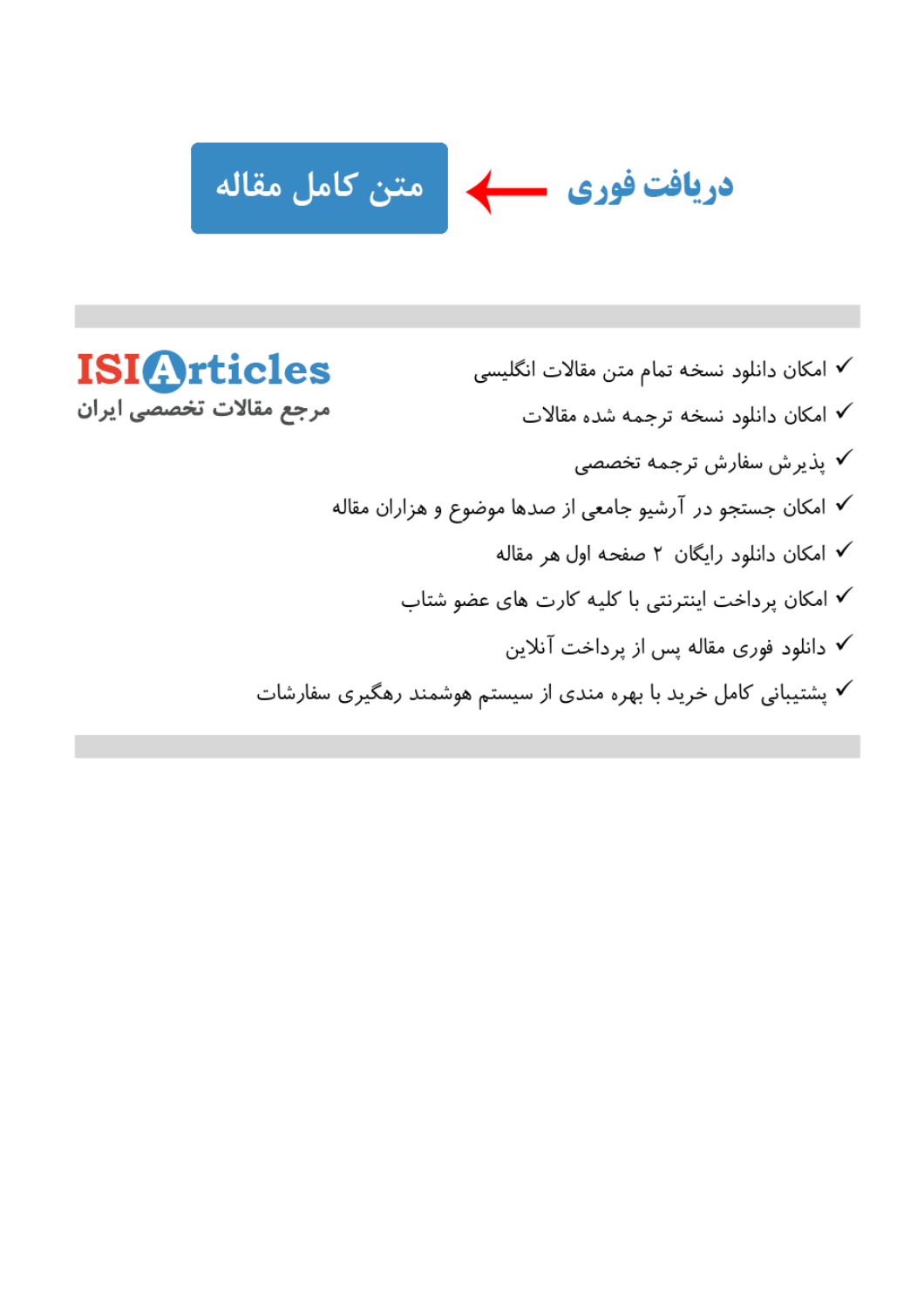دریافت فوری ← متن کامل مقاله

**ISIArticles**
مرجع مقالات تخصصی ایران

- ✓ امکان دانلود نسخه تمام متن مقالات انگلیسی
- ✓ امکان دانلود نسخه ترجمه شده مقالات
- ✓ پذیرش سفارش ترجمه تخصصی
- ✓ امکان جستجو در آرشیو جامعی از صدها موضوع و هزاران مقاله
- ✓ امکان دانلود رایگان ۲ صفحه اول هر مقاله
- ✓ امکان پرداخت اینترنتی با کلیه کارت های عضو شتاب
- ✓ دانلود فوری مقاله پس از پرداخت آنلاین
- ✓ پشتیبانی کامل خرید با بهره مندی از سیستم هوشمند رهگیری سفارشات